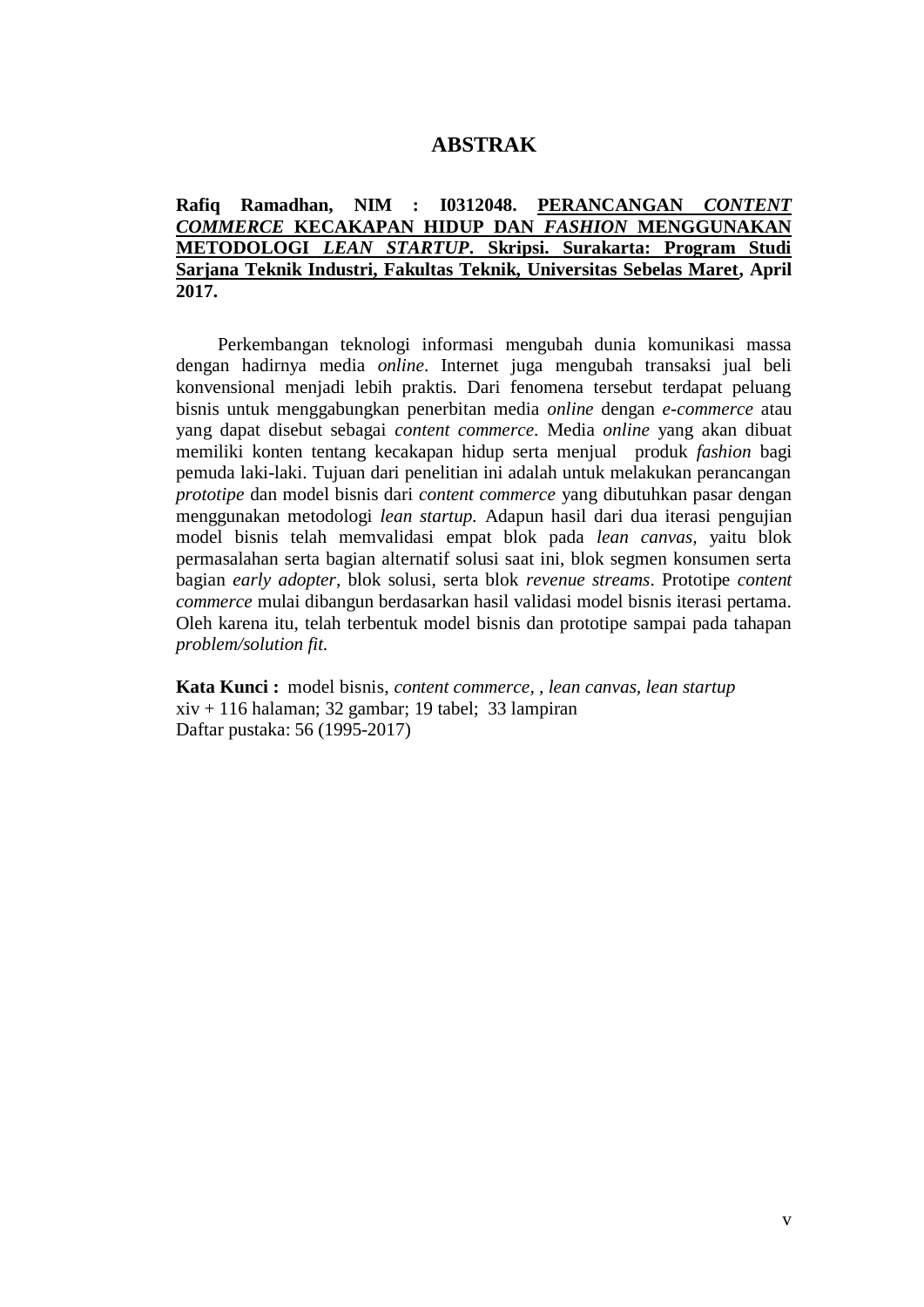# ABSTRAK

**Rafiq Ramadhan, NIM : I0312048. PERANCANGAN *CONTENT COMMERCE* KECAKAPAN HIDUP DAN *FASHION* MENGGUNAKAN METODOLOGI *LEAN STARTUP*. Skripsi. Surakarta: Program Studi Sarjana Teknik Industri, Fakultas Teknik, Universitas Sebelas Maret, April 2017.**

Perkembangan teknologi informasi mengubah dunia komunikasi massa dengan hadirnya media *online*. Internet juga mengubah transaksi jual beli konvensional menjadi lebih praktis. Dari fenomena tersebut terdapat peluang bisnis untuk menggabungkan penerbitan media *online* dengan *e-commerce* atau yang dapat disebut sebagai *content commerce*. Media *online* yang akan dibuat memiliki konten tentang kecakapan hidup serta menjual produk *fashion* bagi pemuda laki-laki. Tujuan dari penelitian ini adalah untuk melakukan perancangan *prototipe* dan model bisnis dari *content commerce* yang dibutuhkan pasar dengan menggunakan metodologi *lean startup.* Adapun hasil dari dua iterasi pengujian model bisnis telah memvalidasi empat blok pada *lean canvas*, yaitu blok permasalahan serta bagian alternatif solusi saat ini, blok segmen konsumen serta bagian *early adopter*, blok solusi, serta blok *revenue streams*. Prototipe *content commerce* mulai dibangun berdasarkan hasil validasi model bisnis iterasi pertama. Oleh karena itu, telah terbentuk model bisnis dan prototipe sampai pada tahapan *problem/solution fit.*

**Kata Kunci :** model bisnis, *content commerce, , lean canvas, lean startup*
xiv + 116 halaman; 32 gambar; 19 tabel; 33 lampiran
Daftar pustaka: 56 (1995-2017)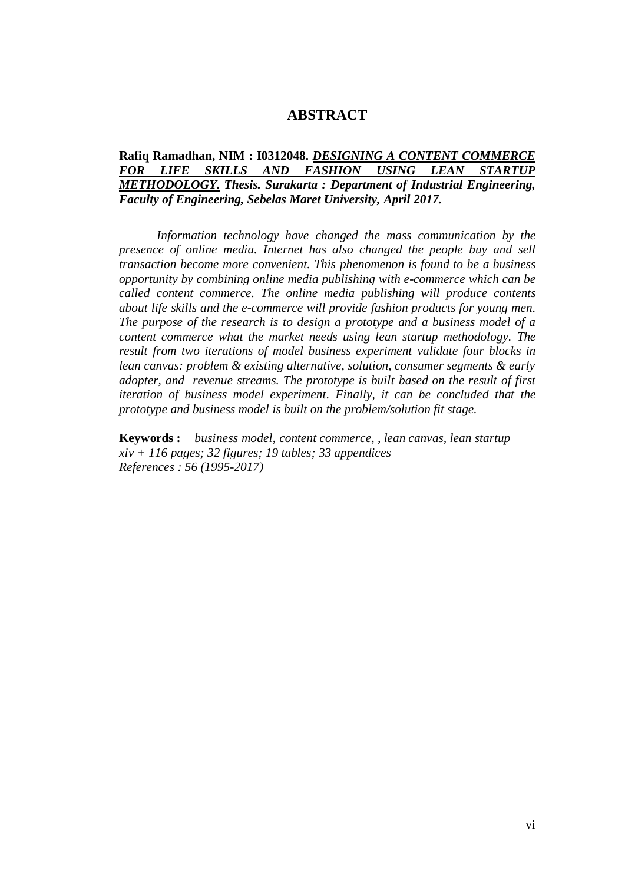# ABSTRACT

**Rafiq Ramadhan, NIM : I0312048.** ***DESIGNING A CONTENT COMMERCE FOR LIFE SKILLS AND FASHION USING LEAN STARTUP METHODOLOGY. Thesis. Surakarta : Department of Industrial Engineering, Faculty of Engineering, Sebelas Maret University, April 2017.***

*Information technology have changed the mass communication by the presence of online media. Internet has also changed the people buy and sell transaction become more convenient. This phenomenon is found to be a business opportunity by combining online media publishing with e-commerce which can be called content commerce. The online media publishing will produce contents about life skills and the e-commerce will provide fashion products for young men. The purpose of the research is to design a prototype and a business model of a content commerce what the market needs using lean startup methodology. The result from two iterations of model business experiment validate four blocks in lean canvas: problem & existing alternative, solution, consumer segments & early adopter, and revenue streams. The prototype is built based on the result of first iteration of business model experiment. Finally, it can be concluded that the prototype and business model is built on the problem/solution fit stage.*

**Keywords :** *business model, content commerce, , lean canvas, lean startup*
*xiv + 116 pages; 32 figures; 19 tables; 33 appendices*
*References : 56 (1995-2017)*